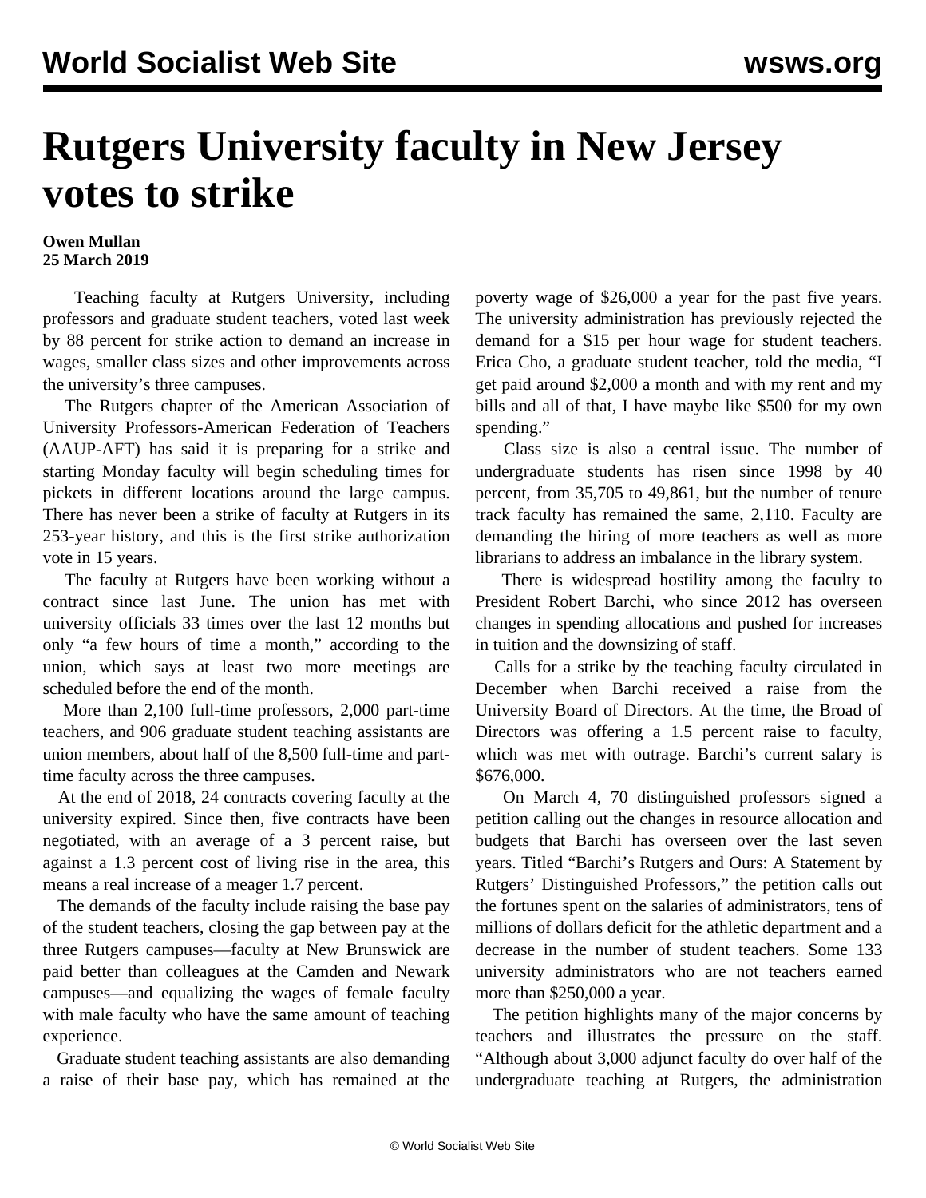# Rutgers University faculty in New Jersey votes to strike

**Owen Mullan**
**25 March 2019**

Teaching faculty at Rutgers University, including professors and graduate student teachers, voted last week by 88 percent for strike action to demand an increase in wages, smaller class sizes and other improvements across the university's three campuses.

The Rutgers chapter of the American Association of University Professors-American Federation of Teachers (AAUP-AFT) has said it is preparing for a strike and starting Monday faculty will begin scheduling times for pickets in different locations around the large campus. There has never been a strike of faculty at Rutgers in its 253-year history, and this is the first strike authorization vote in 15 years.

The faculty at Rutgers have been working without a contract since last June. The union has met with university officials 33 times over the last 12 months but only "a few hours of time a month," according to the union, which says at least two more meetings are scheduled before the end of the month.

More than 2,100 full-time professors, 2,000 part-time teachers, and 906 graduate student teaching assistants are union members, about half of the 8,500 full-time and part-time faculty across the three campuses.

At the end of 2018, 24 contracts covering faculty at the university expired. Since then, five contracts have been negotiated, with an average of a 3 percent raise, but against a 1.3 percent cost of living rise in the area, this means a real increase of a meager 1.7 percent.

The demands of the faculty include raising the base pay of the student teachers, closing the gap between pay at the three Rutgers campuses—faculty at New Brunswick are paid better than colleagues at the Camden and Newark campuses—and equalizing the wages of female faculty with male faculty who have the same amount of teaching experience.

Graduate student teaching assistants are also demanding a raise of their base pay, which has remained at the poverty wage of $26,000 a year for the past five years. The university administration has previously rejected the demand for a $15 per hour wage for student teachers. Erica Cho, a graduate student teacher, told the media, "I get paid around $2,000 a month and with my rent and my bills and all of that, I have maybe like $500 for my own spending."

Class size is also a central issue. The number of undergraduate students has risen since 1998 by 40 percent, from 35,705 to 49,861, but the number of tenure track faculty has remained the same, 2,110. Faculty are demanding the hiring of more teachers as well as more librarians to address an imbalance in the library system.

There is widespread hostility among the faculty to President Robert Barchi, who since 2012 has overseen changes in spending allocations and pushed for increases in tuition and the downsizing of staff.

Calls for a strike by the teaching faculty circulated in December when Barchi received a raise from the University Board of Directors. At the time, the Broad of Directors was offering a 1.5 percent raise to faculty, which was met with outrage. Barchi's current salary is $676,000.

On March 4, 70 distinguished professors signed a petition calling out the changes in resource allocation and budgets that Barchi has overseen over the last seven years. Titled "Barchi's Rutgers and Ours: A Statement by Rutgers' Distinguished Professors," the petition calls out the fortunes spent on the salaries of administrators, tens of millions of dollars deficit for the athletic department and a decrease in the number of student teachers. Some 133 university administrators who are not teachers earned more than $250,000 a year.

The petition highlights many of the major concerns by teachers and illustrates the pressure on the staff. "Although about 3,000 adjunct faculty do over half of the undergraduate teaching at Rutgers, the administration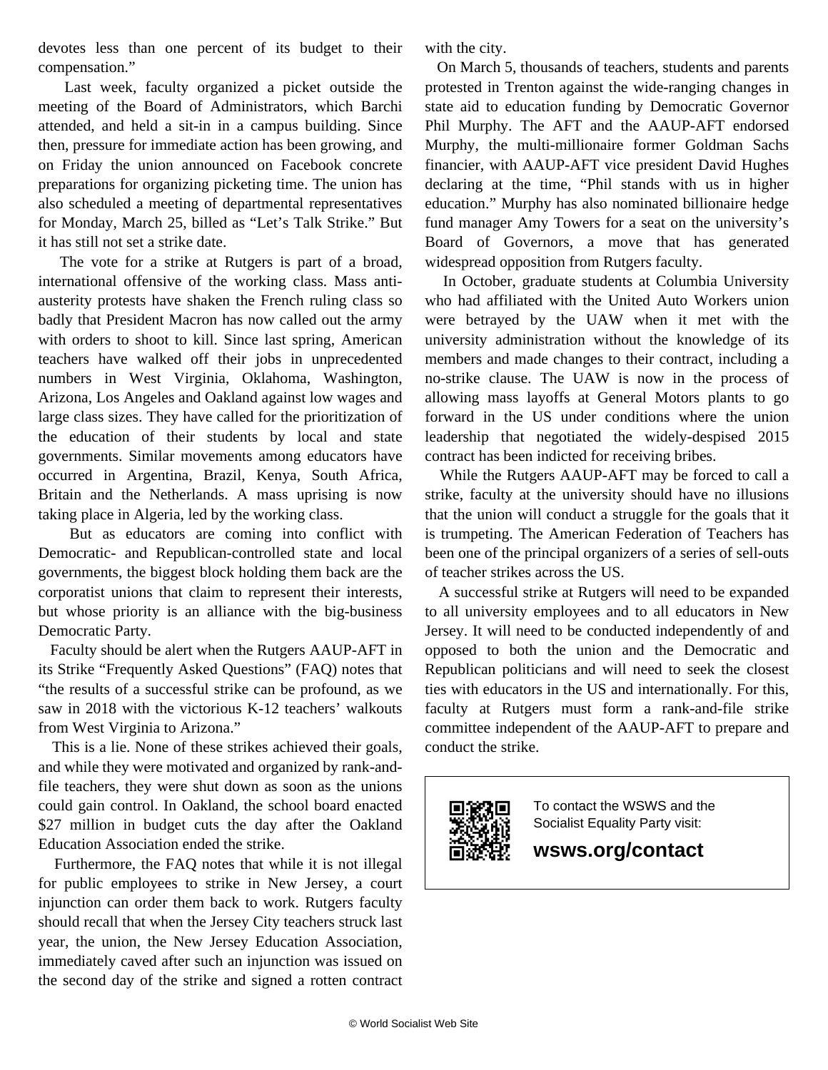devotes less than one percent of its budget to their compensation."

Last week, faculty organized a picket outside the meeting of the Board of Administrators, which Barchi attended, and held a sit-in in a campus building. Since then, pressure for immediate action has been growing, and on Friday the union announced on Facebook concrete preparations for organizing picketing time. The union has also scheduled a meeting of departmental representatives for Monday, March 25, billed as "Let's Talk Strike." But it has still not set a strike date.

The vote for a strike at Rutgers is part of a broad, international offensive of the working class. Mass anti-austerity protests have shaken the French ruling class so badly that President Macron has now called out the army with orders to shoot to kill. Since last spring, American teachers have walked off their jobs in unprecedented numbers in West Virginia, Oklahoma, Washington, Arizona, Los Angeles and Oakland against low wages and large class sizes. They have called for the prioritization of the education of their students by local and state governments. Similar movements among educators have occurred in Argentina, Brazil, Kenya, South Africa, Britain and the Netherlands. A mass uprising is now taking place in Algeria, led by the working class.

But as educators are coming into conflict with Democratic- and Republican-controlled state and local governments, the biggest block holding them back are the corporatist unions that claim to represent their interests, but whose priority is an alliance with the big-business Democratic Party.

Faculty should be alert when the Rutgers AAUP-AFT in its Strike "Frequently Asked Questions" (FAQ) notes that "the results of a successful strike can be profound, as we saw in 2018 with the victorious K-12 teachers' walkouts from West Virginia to Arizona."

This is a lie. None of these strikes achieved their goals, and while they were motivated and organized by rank-and-file teachers, they were shut down as soon as the unions could gain control. In Oakland, the school board enacted $27 million in budget cuts the day after the Oakland Education Association ended the strike.

Furthermore, the FAQ notes that while it is not illegal for public employees to strike in New Jersey, a court injunction can order them back to work. Rutgers faculty should recall that when the Jersey City teachers struck last year, the union, the New Jersey Education Association, immediately caved after such an injunction was issued on the second day of the strike and signed a rotten contract with the city.

On March 5, thousands of teachers, students and parents protested in Trenton against the wide-ranging changes in state aid to education funding by Democratic Governor Phil Murphy. The AFT and the AAUP-AFT endorsed Murphy, the multi-millionaire former Goldman Sachs financier, with AAUP-AFT vice president David Hughes declaring at the time, "Phil stands with us in higher education." Murphy has also nominated billionaire hedge fund manager Amy Towers for a seat on the university's Board of Governors, a move that has generated widespread opposition from Rutgers faculty.

In October, graduate students at Columbia University who had affiliated with the United Auto Workers union were betrayed by the UAW when it met with the university administration without the knowledge of its members and made changes to their contract, including a no-strike clause. The UAW is now in the process of allowing mass layoffs at General Motors plants to go forward in the US under conditions where the union leadership that negotiated the widely-despised 2015 contract has been indicted for receiving bribes.

While the Rutgers AAUP-AFT may be forced to call a strike, faculty at the university should have no illusions that the union will conduct a struggle for the goals that it is trumpeting. The American Federation of Teachers has been one of the principal organizers of a series of sell-outs of teacher strikes across the US.

A successful strike at Rutgers will need to be expanded to all university employees and to all educators in New Jersey. It will need to be conducted independently of and opposed to both the union and the Democratic and Republican politicians and will need to seek the closest ties with educators in the US and internationally. For this, faculty at Rutgers must form a rank-and-file strike committee independent of the AAUP-AFT to prepare and conduct the strike.

To contact the WSWS and the Socialist Equality Party visit:

**wsws.org/contact**